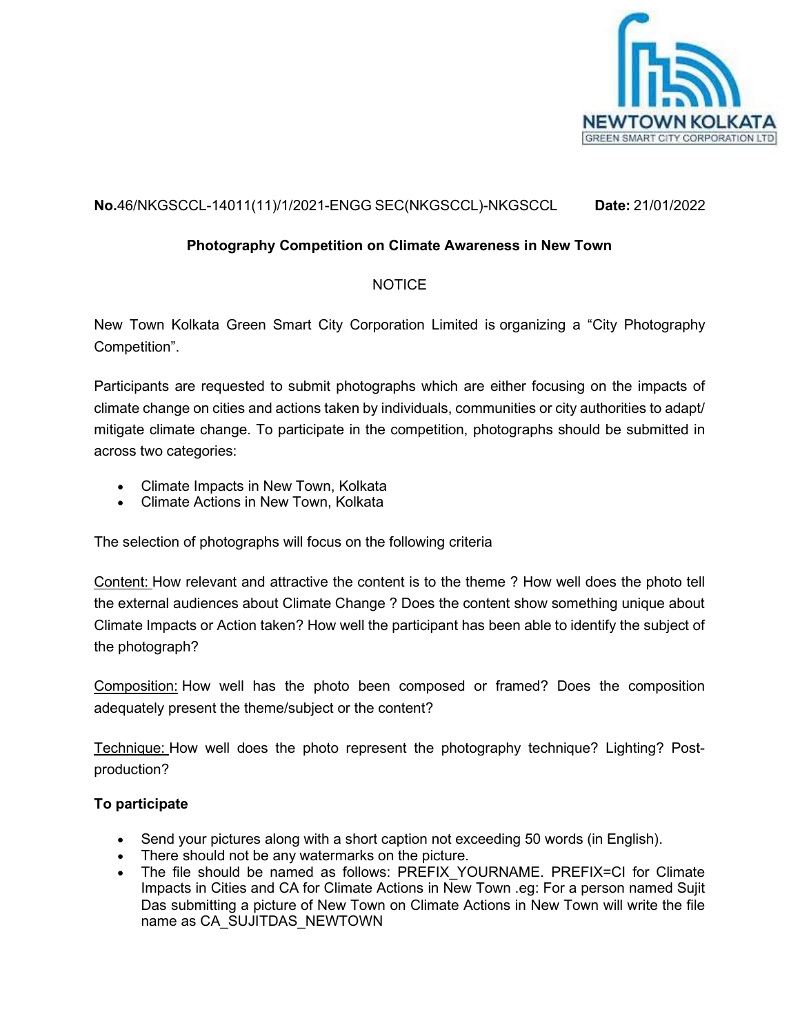NEWTOWN KOLKATA
GREEN SMART CITY CORPORATION LTD

**No.**46/NKGSCCL-14011(11)/1/2021-ENGG SEC(NKGSCCL)-NKGSCCL **Date:** 21/01/2022

**Photography Competition on Climate Awareness in New Town**

NOTICE

New Town Kolkata Green Smart City Corporation Limited is organizing a "City Photography Competition".

Participants are requested to submit photographs which are either focusing on the impacts of climate change on cities and actions taken by individuals, communities or city authorities to adapt/ mitigate climate change. To participate in the competition, photographs should be submitted in across two categories:

- Climate Impacts in New Town, Kolkata
- Climate Actions in New Town, Kolkata

The selection of photographs will focus on the following criteria

Content: How relevant and attractive the content is to the theme ? How well does the photo tell the external audiences about Climate Change ? Does the content show something unique about Climate Impacts or Action taken? How well the participant has been able to identify the subject of the photograph?

Composition: How well has the photo been composed or framed? Does the composition adequately present the theme/subject or the content?

Technique: How well does the photo represent the photography technique? Lighting? Post-production?

**To participate**

- Send your pictures along with a short caption not exceeding 50 words (in English).
- There should not be any watermarks on the picture.
- The file should be named as follows: PREFIX_YOURNAME. PREFIX=CI for Climate Impacts in Cities and CA for Climate Actions in New Town .eg: For a person named Sujit Das submitting a picture of New Town on Climate Actions in New Town will write the file name as CA_SUJITDAS_NEWTOWN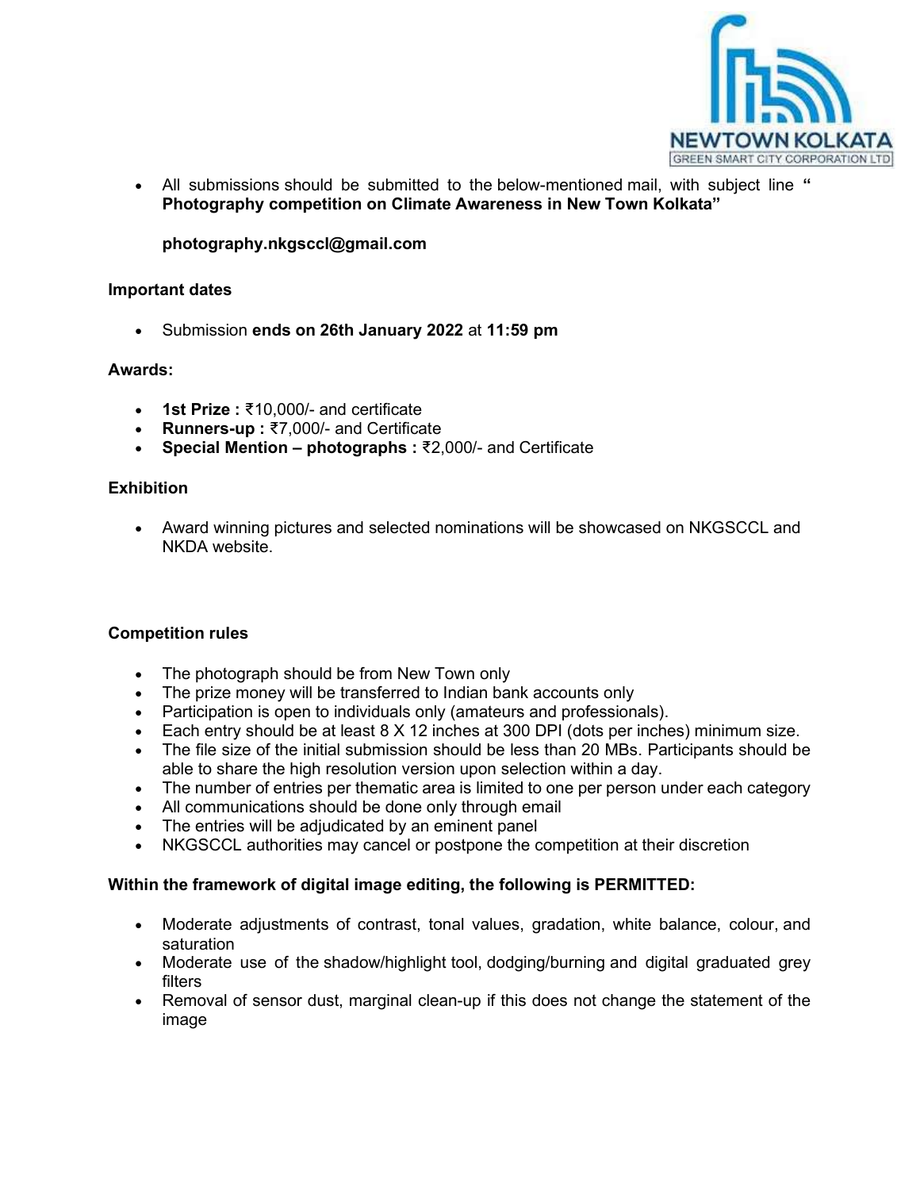- All submissions should be submitted to the below-mentioned mail, with subject line "**Photography competition on Climate Awareness in New Town Kolkata"**

  **photography.nkgsccl@gmail.com**

**Important dates**

- Submission **ends on 26th January 2022** at **11:59 pm**

**Awards:**

- **1st Prize :** ₹10,000/- and certificate
- **Runners-up :** ₹7,000/- and Certificate
- **Special Mention – photographs :** ₹2,000/- and Certificate

**Exhibition**

- Award winning pictures and selected nominations will be showcased on NKGSCCL and NKDA website.

**Competition rules**

- The photograph should be from New Town only
- The prize money will be transferred to Indian bank accounts only
- Participation is open to individuals only (amateurs and professionals).
- Each entry should be at least 8 X 12 inches at 300 DPI (dots per inches) minimum size.
- The file size of the initial submission should be less than 20 MBs. Participants should be able to share the high resolution version upon selection within a day.
- The number of entries per thematic area is limited to one per person under each category
- All communications should be done only through email
- The entries will be adjudicated by an eminent panel
- NKGSCCL authorities may cancel or postpone the competition at their discretion

**Within the framework of digital image editing, the following is PERMITTED:**

- Moderate adjustments of contrast, tonal values, gradation, white balance, colour, and saturation
- Moderate use of the shadow/highlight tool, dodging/burning and digital graduated grey filters
- Removal of sensor dust, marginal clean-up if this does not change the statement of the image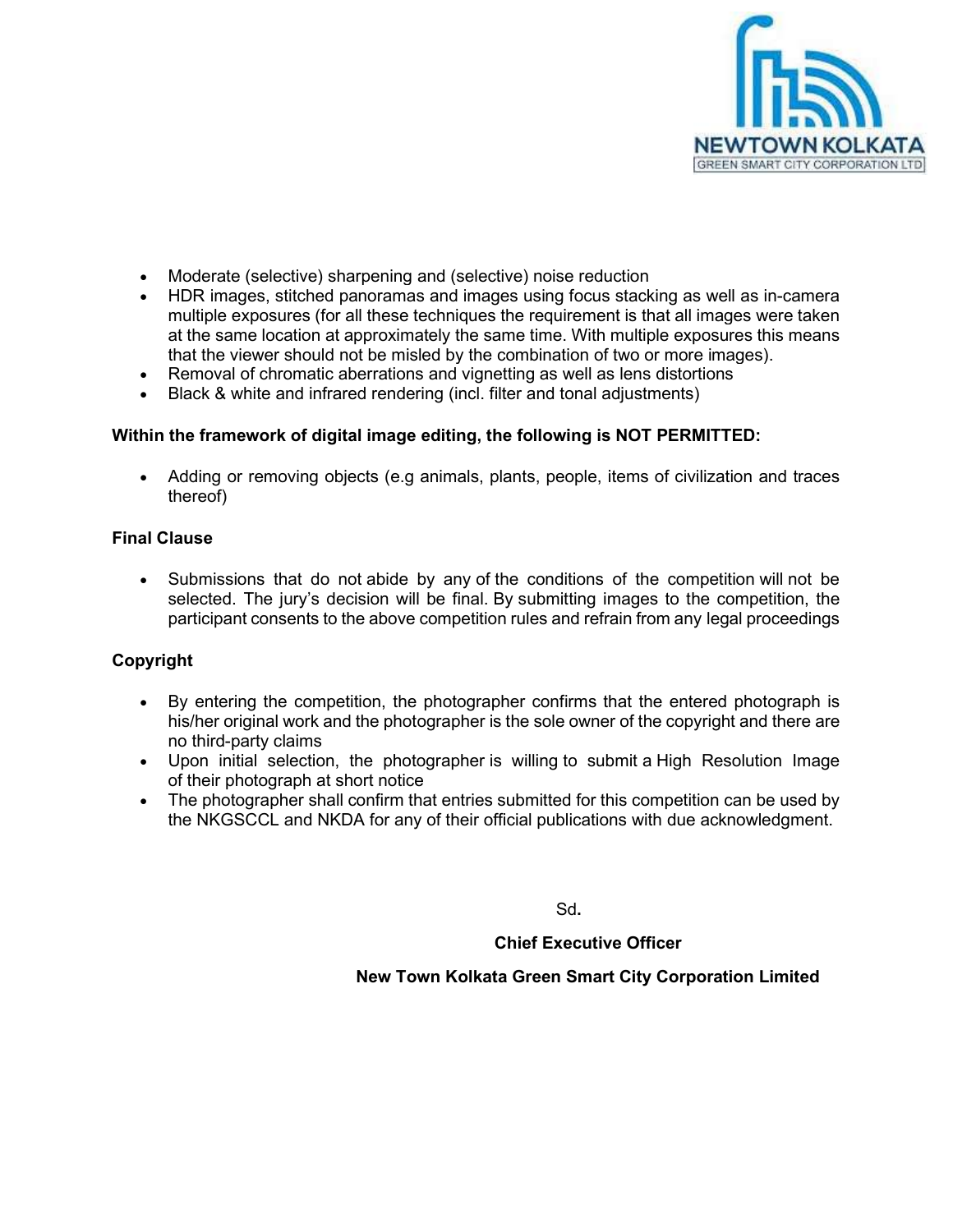- Moderate (selective) sharpening and (selective) noise reduction
- HDR images, stitched panoramas and images using focus stacking as well as in-camera multiple exposures (for all these techniques the requirement is that all images were taken at the same location at approximately the same time. With multiple exposures this means that the viewer should not be misled by the combination of two or more images).
- Removal of chromatic aberrations and vignetting as well as lens distortions
- Black & white and infrared rendering (incl. filter and tonal adjustments)

**Within the framework of digital image editing, the following is NOT PERMITTED:**

- Adding or removing objects (e.g animals, plants, people, items of civilization and traces thereof)

**Final Clause**

- Submissions that do not abide by any of the conditions of the competition will not be selected. The jury's decision will be final. By submitting images to the competition, the participant consents to the above competition rules and refrain from any legal proceedings

**Copyright**

- By entering the competition, the photographer confirms that the entered photograph is his/her original work and the photographer is the sole owner of the copyright and there are no third-party claims
- Upon initial selection, the photographer is willing to submit a High Resolution Image of their photograph at short notice
- The photographer shall confirm that entries submitted for this competition can be used by the NKGSCCL and NKDA for any of their official publications with due acknowledgment.

Sd.

**Chief Executive Officer**

**New Town Kolkata Green Smart City Corporation Limited**